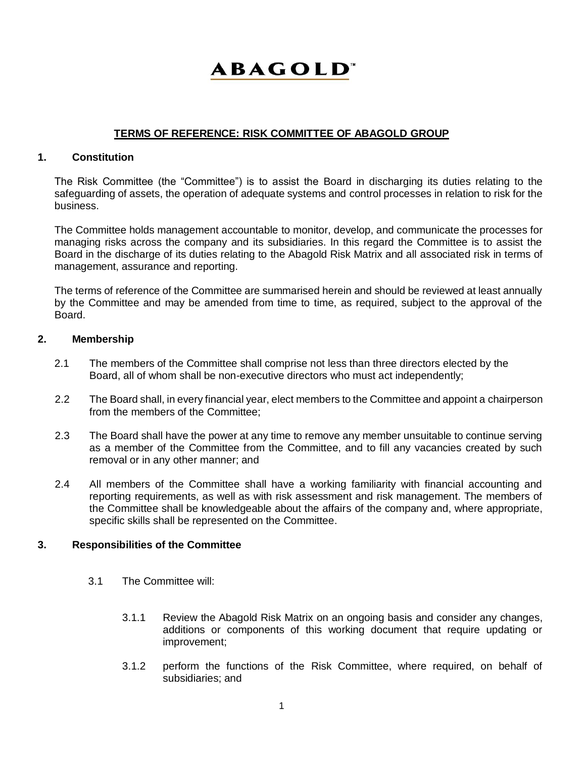# ABAGOLD™

## TERMS OF REFERENCE: RISK COMMITTEE OF ABAGOLD GROUP

### 1. Constitution

The Risk Committee (the "Committee") is to assist the Board in discharging its duties relating to the safeguarding of assets, the operation of adequate systems and control processes in relation to risk for the business.

The Committee holds management accountable to monitor, develop, and communicate the processes for managing risks across the company and its subsidiaries. In this regard the Committee is to assist the Board in the discharge of its duties relating to the Abagold Risk Matrix and all associated risk in terms of management, assurance and reporting.

The terms of reference of the Committee are summarised herein and should be reviewed at least annually by the Committee and may be amended from time to time, as required, subject to the approval of the Board.

### 2. Membership

2.1 The members of the Committee shall comprise not less than three directors elected by the Board, all of whom shall be non-executive directors who must act independently;

2.2 The Board shall, in every financial year, elect members to the Committee and appoint a chairperson from the members of the Committee;

2.3 The Board shall have the power at any time to remove any member unsuitable to continue serving as a member of the Committee from the Committee, and to fill any vacancies created by such removal or in any other manner; and

2.4 All members of the Committee shall have a working familiarity with financial accounting and reporting requirements, as well as with risk assessment and risk management. The members of the Committee shall be knowledgeable about the affairs of the company and, where appropriate, specific skills shall be represented on the Committee.

### 3. Responsibilities of the Committee

3.1 The Committee will:

3.1.1 Review the Abagold Risk Matrix on an ongoing basis and consider any changes, additions or components of this working document that require updating or improvement;

3.1.2 perform the functions of the Risk Committee, where required, on behalf of subsidiaries; and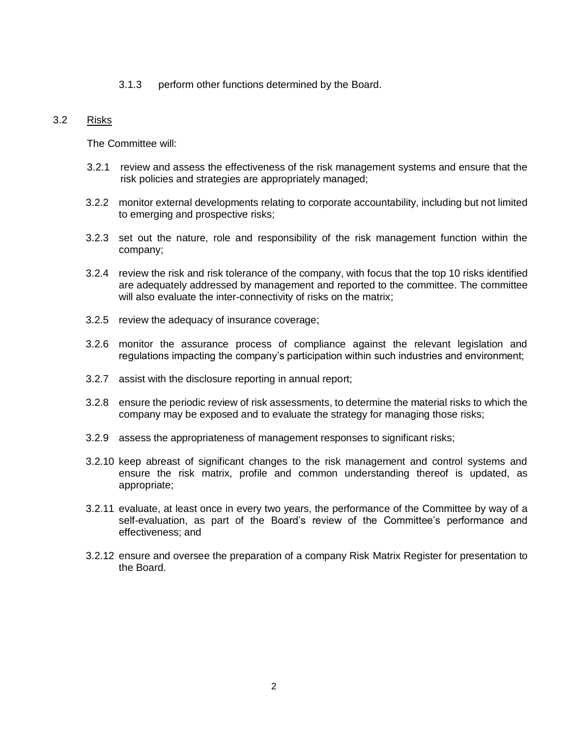3.1.3 perform other functions determined by the Board.

3.2 <u>Risks</u>

The Committee will:

3.2.1 review and assess the effectiveness of the risk management systems and ensure that the risk policies and strategies are appropriately managed;

3.2.2 monitor external developments relating to corporate accountability, including but not limited to emerging and prospective risks;

3.2.3 set out the nature, role and responsibility of the risk management function within the company;

3.2.4 review the risk and risk tolerance of the company, with focus that the top 10 risks identified are adequately addressed by management and reported to the committee. The committee will also evaluate the inter-connectivity of risks on the matrix;

3.2.5 review the adequacy of insurance coverage;

3.2.6 monitor the assurance process of compliance against the relevant legislation and regulations impacting the company's participation within such industries and environment;

3.2.7 assist with the disclosure reporting in annual report;

3.2.8 ensure the periodic review of risk assessments, to determine the material risks to which the company may be exposed and to evaluate the strategy for managing those risks;

3.2.9 assess the appropriateness of management responses to significant risks;

3.2.10 keep abreast of significant changes to the risk management and control systems and ensure the risk matrix, profile and common understanding thereof is updated, as appropriate;

3.2.11 evaluate, at least once in every two years, the performance of the Committee by way of a self-evaluation, as part of the Board's review of the Committee's performance and effectiveness; and

3.2.12 ensure and oversee the preparation of a company Risk Matrix Register for presentation to the Board.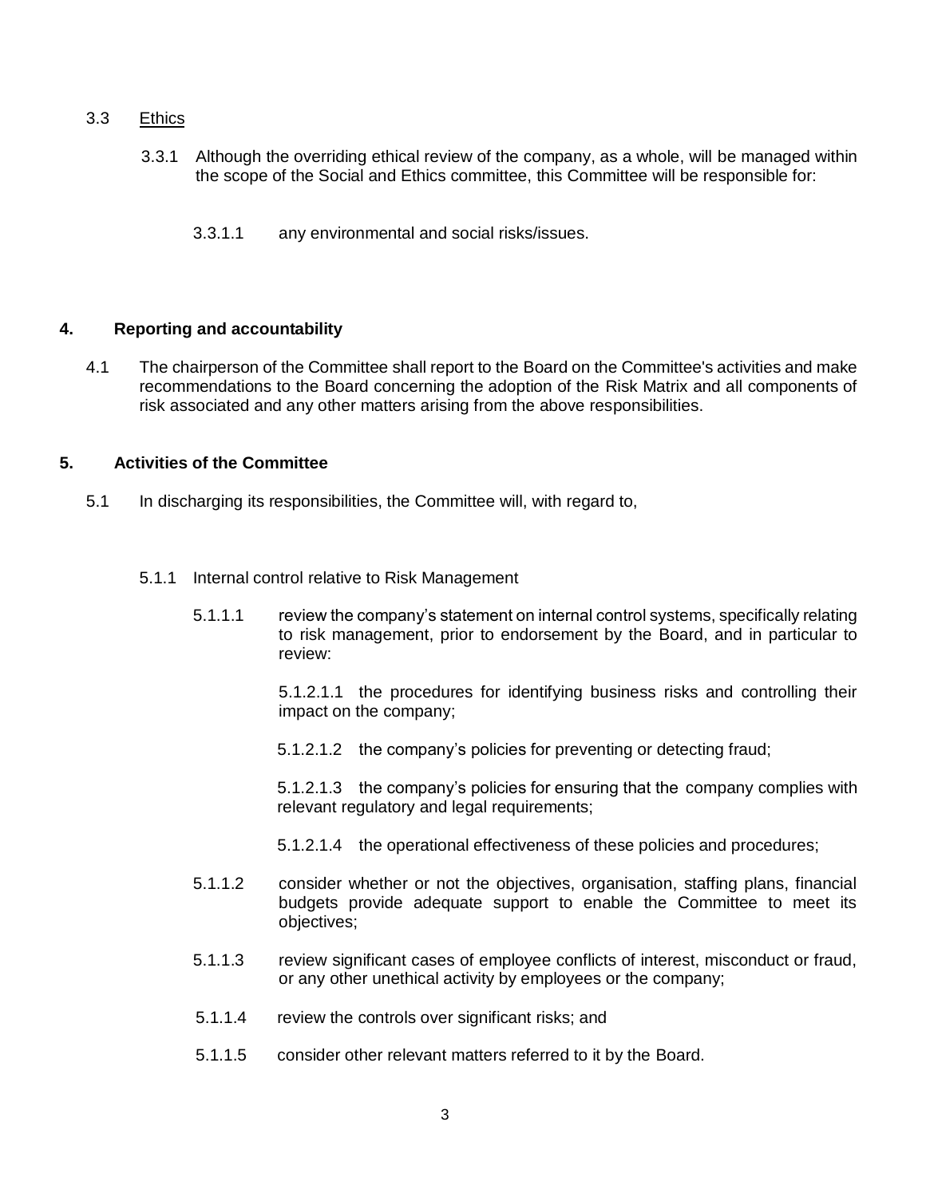3.3 Ethics

3.3.1 Although the overriding ethical review of the company, as a whole, will be managed within the scope of the Social and Ethics committee, this Committee will be responsible for:

3.3.1.1 any environmental and social risks/issues.

## 4. Reporting and accountability

4.1 The chairperson of the Committee shall report to the Board on the Committee's activities and make recommendations to the Board concerning the adoption of the Risk Matrix and all components of risk associated and any other matters arising from the above responsibilities.

## 5. Activities of the Committee

5.1 In discharging its responsibilities, the Committee will, with regard to,

5.1.1 Internal control relative to Risk Management

5.1.1.1 review the company's statement on internal control systems, specifically relating to risk management, prior to endorsement by the Board, and in particular to review:

5.1.2.1.1 the procedures for identifying business risks and controlling their impact on the company;

5.1.2.1.2 the company's policies for preventing or detecting fraud;

5.1.2.1.3 the company's policies for ensuring that the company complies with relevant regulatory and legal requirements;

5.1.2.1.4 the operational effectiveness of these policies and procedures;

5.1.1.2 consider whether or not the objectives, organisation, staffing plans, financial budgets provide adequate support to enable the Committee to meet its objectives;

5.1.1.3 review significant cases of employee conflicts of interest, misconduct or fraud, or any other unethical activity by employees or the company;

5.1.1.4 review the controls over significant risks; and

5.1.1.5 consider other relevant matters referred to it by the Board.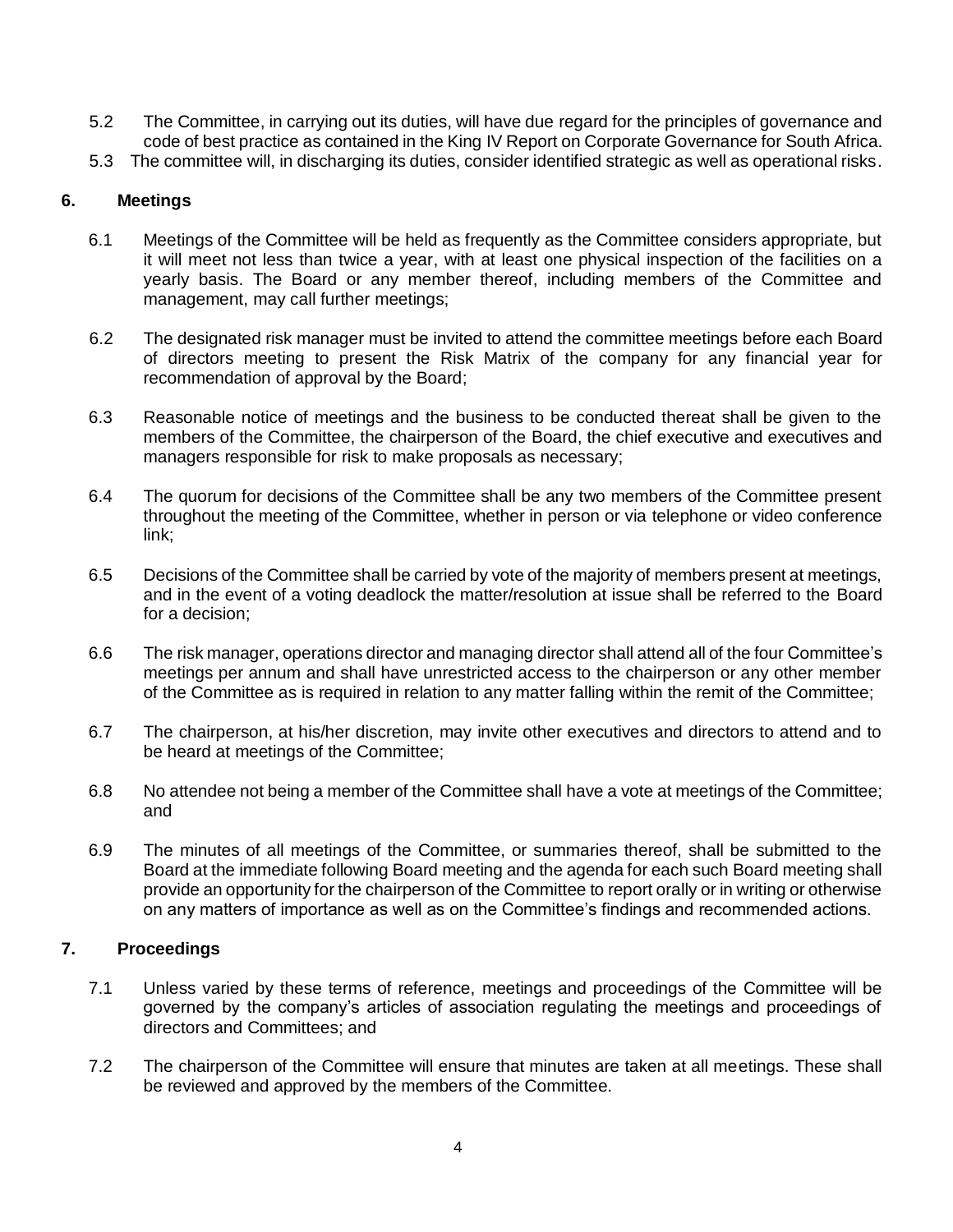5.2 The Committee, in carrying out its duties, will have due regard for the principles of governance and code of best practice as contained in the King IV Report on Corporate Governance for South Africa.

5.3 The committee will, in discharging its duties, consider identified strategic as well as operational risks.

## 6. Meetings

6.1 Meetings of the Committee will be held as frequently as the Committee considers appropriate, but it will meet not less than twice a year, with at least one physical inspection of the facilities on a yearly basis. The Board or any member thereof, including members of the Committee and management, may call further meetings;

6.2 The designated risk manager must be invited to attend the committee meetings before each Board of directors meeting to present the Risk Matrix of the company for any financial year for recommendation of approval by the Board;

6.3 Reasonable notice of meetings and the business to be conducted thereat shall be given to the members of the Committee, the chairperson of the Board, the chief executive and executives and managers responsible for risk to make proposals as necessary;

6.4 The quorum for decisions of the Committee shall be any two members of the Committee present throughout the meeting of the Committee, whether in person or via telephone or video conference link;

6.5 Decisions of the Committee shall be carried by vote of the majority of members present at meetings, and in the event of a voting deadlock the matter/resolution at issue shall be referred to the Board for a decision;

6.6 The risk manager, operations director and managing director shall attend all of the four Committee's meetings per annum and shall have unrestricted access to the chairperson or any other member of the Committee as is required in relation to any matter falling within the remit of the Committee;

6.7 The chairperson, at his/her discretion, may invite other executives and directors to attend and to be heard at meetings of the Committee;

6.8 No attendee not being a member of the Committee shall have a vote at meetings of the Committee; and

6.9 The minutes of all meetings of the Committee, or summaries thereof, shall be submitted to the Board at the immediate following Board meeting and the agenda for each such Board meeting shall provide an opportunity for the chairperson of the Committee to report orally or in writing or otherwise on any matters of importance as well as on the Committee's findings and recommended actions.

## 7. Proceedings

7.1 Unless varied by these terms of reference, meetings and proceedings of the Committee will be governed by the company's articles of association regulating the meetings and proceedings of directors and Committees; and

7.2 The chairperson of the Committee will ensure that minutes are taken at all meetings. These shall be reviewed and approved by the members of the Committee.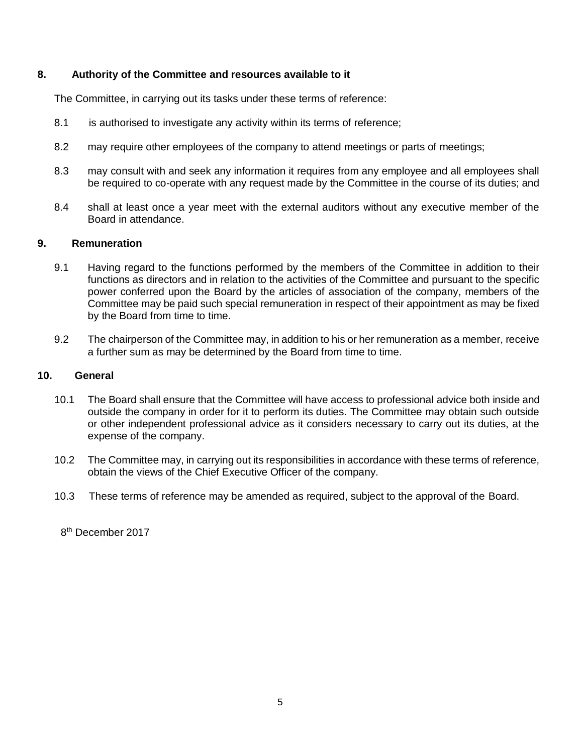## 8. Authority of the Committee and resources available to it

The Committee, in carrying out its tasks under these terms of reference:

8.1 is authorised to investigate any activity within its terms of reference;

8.2 may require other employees of the company to attend meetings or parts of meetings;

8.3 may consult with and seek any information it requires from any employee and all employees shall be required to co-operate with any request made by the Committee in the course of its duties; and

8.4 shall at least once a year meet with the external auditors without any executive member of the Board in attendance.

## 9. Remuneration

9.1 Having regard to the functions performed by the members of the Committee in addition to their functions as directors and in relation to the activities of the Committee and pursuant to the specific power conferred upon the Board by the articles of association of the company, members of the Committee may be paid such special remuneration in respect of their appointment as may be fixed by the Board from time to time.

9.2 The chairperson of the Committee may, in addition to his or her remuneration as a member, receive a further sum as may be determined by the Board from time to time.

## 10. General

10.1 The Board shall ensure that the Committee will have access to professional advice both inside and outside the company in order for it to perform its duties. The Committee may obtain such outside or other independent professional advice as it considers necessary to carry out its duties, at the expense of the company.

10.2 The Committee may, in carrying out its responsibilities in accordance with these terms of reference, obtain the views of the Chief Executive Officer of the company.

10.3 These terms of reference may be amended as required, subject to the approval of the Board.

8th December 2017